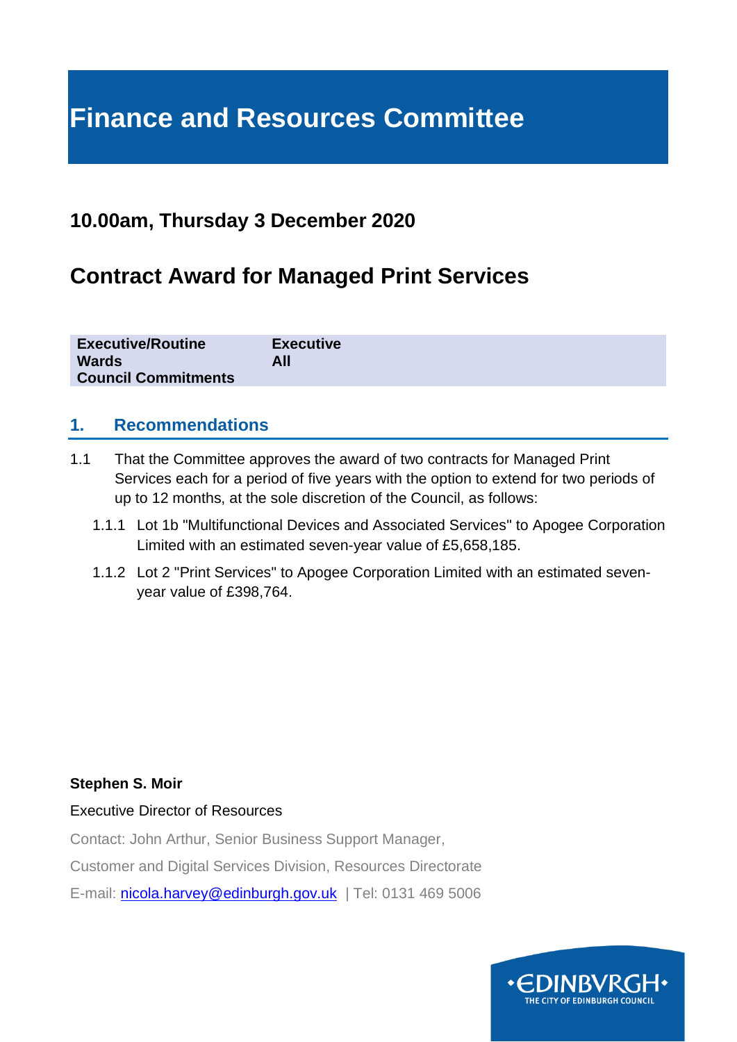# Finance and Resources Committee

## 10.00am, Thursday 3 December 2020

## Contract Award for Managed Print Services

| | |
|---|---|
| **Executive/Routine** | **Executive** |
| **Wards** | **All** |
| **Council Commitments** | |

### 1. Recommendations

1.1 That the Committee approves the award of two contracts for Managed Print Services each for a period of five years with the option to extend for two periods of up to 12 months, at the sole discretion of the Council, as follows:

1.1.1 Lot 1b "Multifunctional Devices and Associated Services" to Apogee Corporation Limited with an estimated seven-year value of £5,658,185.

1.1.2 Lot 2 "Print Services" to Apogee Corporation Limited with an estimated seven-year value of £398,764.

**Stephen S. Moir**

Executive Director of Resources

Contact: John Arthur, Senior Business Support Manager,

Customer and Digital Services Division, Resources Directorate

E-mail: nicola.harvey@edinburgh.gov.uk | Tel: 0131 469 5006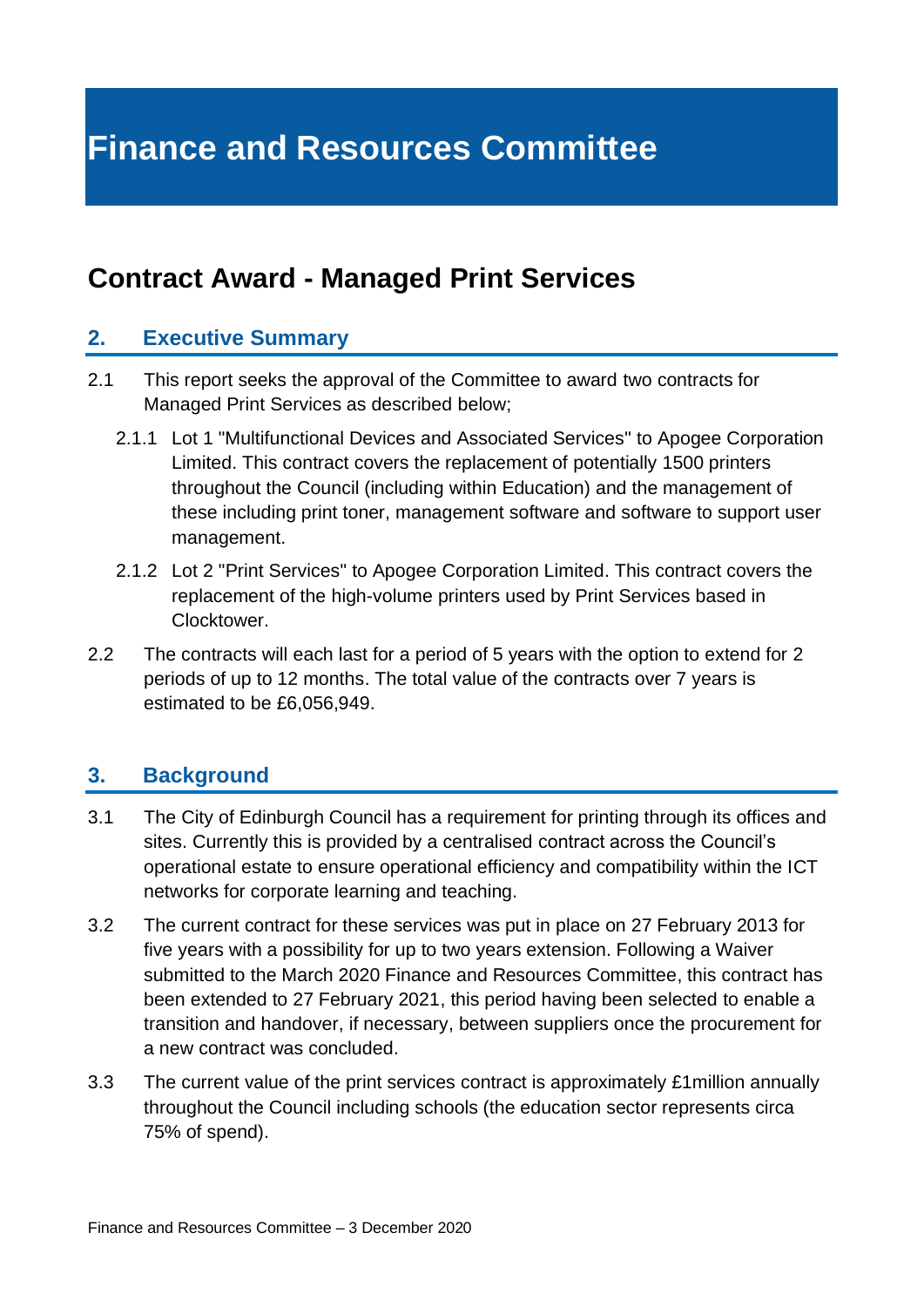# Finance and Resources Committee

## Contract Award - Managed Print Services

### 2. Executive Summary

2.1 This report seeks the approval of the Committee to award two contracts for Managed Print Services as described below;

2.1.1 Lot 1 "Multifunctional Devices and Associated Services" to Apogee Corporation Limited. This contract covers the replacement of potentially 1500 printers throughout the Council (including within Education) and the management of these including print toner, management software and software to support user management.

2.1.2 Lot 2 "Print Services" to Apogee Corporation Limited. This contract covers the replacement of the high-volume printers used by Print Services based in Clocktower.

2.2 The contracts will each last for a period of 5 years with the option to extend for 2 periods of up to 12 months. The total value of the contracts over 7 years is estimated to be £6,056,949.

### 3. Background

3.1 The City of Edinburgh Council has a requirement for printing through its offices and sites. Currently this is provided by a centralised contract across the Council's operational estate to ensure operational efficiency and compatibility within the ICT networks for corporate learning and teaching.

3.2 The current contract for these services was put in place on 27 February 2013 for five years with a possibility for up to two years extension. Following a Waiver submitted to the March 2020 Finance and Resources Committee, this contract has been extended to 27 February 2021, this period having been selected to enable a transition and handover, if necessary, between suppliers once the procurement for a new contract was concluded.

3.3 The current value of the print services contract is approximately £1million annually throughout the Council including schools (the education sector represents circa 75% of spend).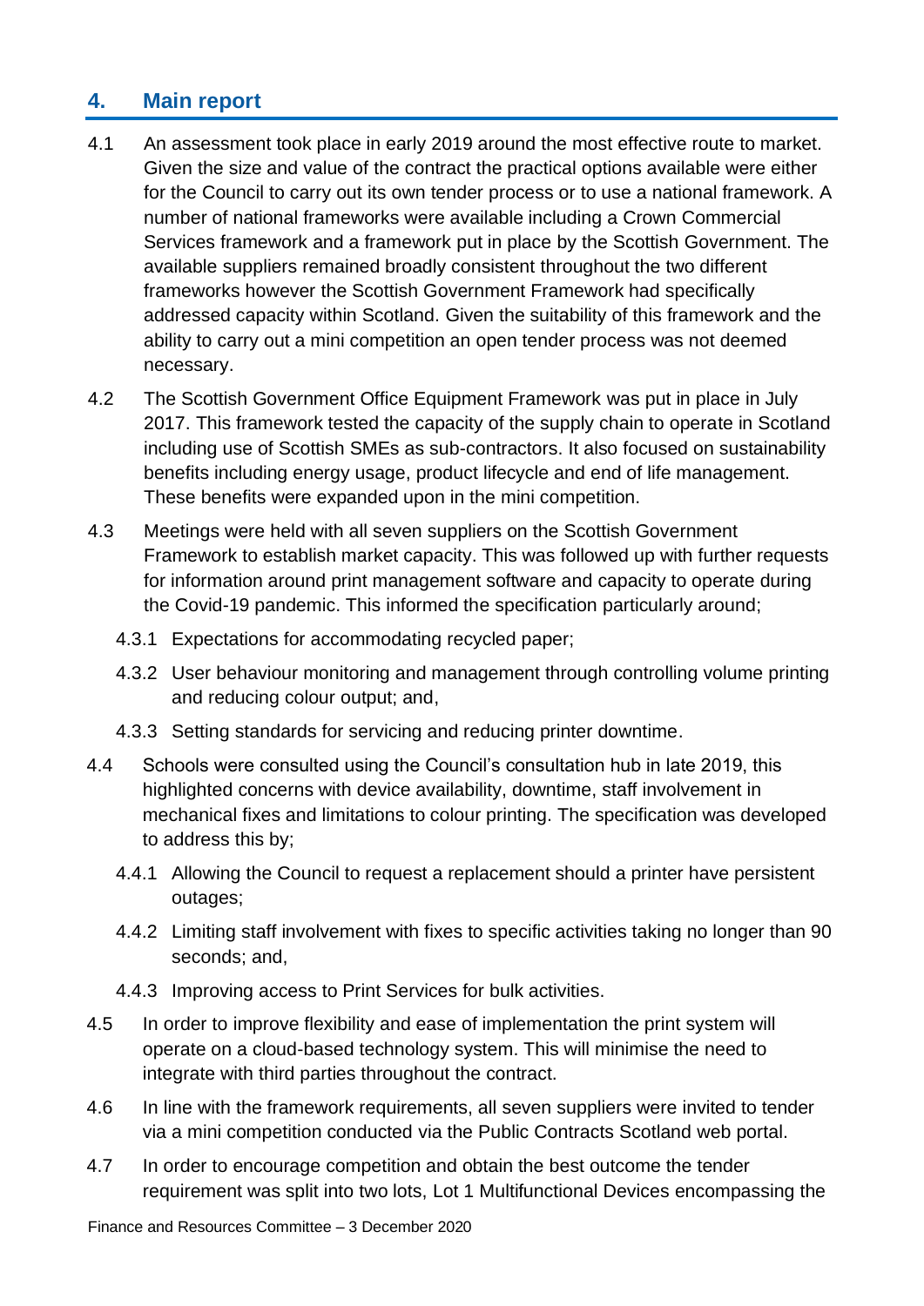## 4. Main report

4.1 An assessment took place in early 2019 around the most effective route to market. Given the size and value of the contract the practical options available were either for the Council to carry out its own tender process or to use a national framework. A number of national frameworks were available including a Crown Commercial Services framework and a framework put in place by the Scottish Government. The available suppliers remained broadly consistent throughout the two different frameworks however the Scottish Government Framework had specifically addressed capacity within Scotland. Given the suitability of this framework and the ability to carry out a mini competition an open tender process was not deemed necessary.

4.2 The Scottish Government Office Equipment Framework was put in place in July 2017. This framework tested the capacity of the supply chain to operate in Scotland including use of Scottish SMEs as sub-contractors. It also focused on sustainability benefits including energy usage, product lifecycle and end of life management. These benefits were expanded upon in the mini competition.

4.3 Meetings were held with all seven suppliers on the Scottish Government Framework to establish market capacity. This was followed up with further requests for information around print management software and capacity to operate during the Covid-19 pandemic. This informed the specification particularly around;

4.3.1 Expectations for accommodating recycled paper;

4.3.2 User behaviour monitoring and management through controlling volume printing and reducing colour output; and,

4.3.3 Setting standards for servicing and reducing printer downtime.

4.4 Schools were consulted using the Council's consultation hub in late 2019, this highlighted concerns with device availability, downtime, staff involvement in mechanical fixes and limitations to colour printing. The specification was developed to address this by;

4.4.1 Allowing the Council to request a replacement should a printer have persistent outages;

4.4.2 Limiting staff involvement with fixes to specific activities taking no longer than 90 seconds; and,

4.4.3 Improving access to Print Services for bulk activities.

4.5 In order to improve flexibility and ease of implementation the print system will operate on a cloud-based technology system. This will minimise the need to integrate with third parties throughout the contract.

4.6 In line with the framework requirements, all seven suppliers were invited to tender via a mini competition conducted via the Public Contracts Scotland web portal.

4.7 In order to encourage competition and obtain the best outcome the tender requirement was split into two lots, Lot 1 Multifunctional Devices encompassing the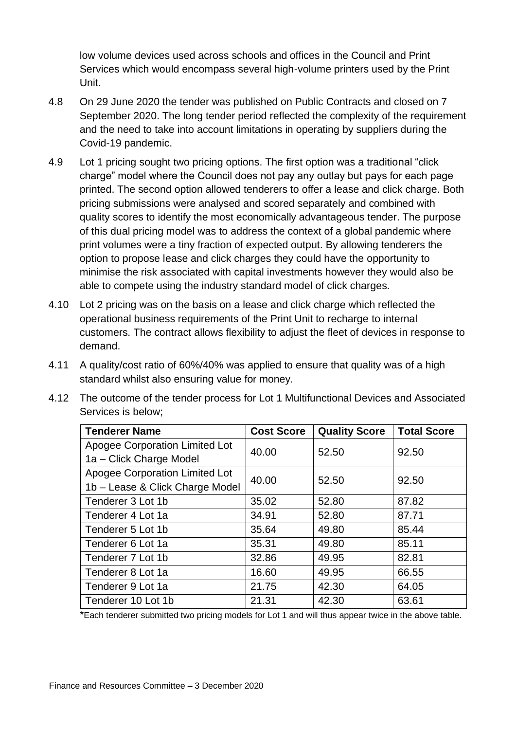low volume devices used across schools and offices in the Council and Print Services which would encompass several high-volume printers used by the Print Unit.

4.8 On 29 June 2020 the tender was published on Public Contracts and closed on 7 September 2020. The long tender period reflected the complexity of the requirement and the need to take into account limitations in operating by suppliers during the Covid-19 pandemic.

4.9 Lot 1 pricing sought two pricing options. The first option was a traditional "click charge" model where the Council does not pay any outlay but pays for each page printed. The second option allowed tenderers to offer a lease and click charge. Both pricing submissions were analysed and scored separately and combined with quality scores to identify the most economically advantageous tender. The purpose of this dual pricing model was to address the context of a global pandemic where print volumes were a tiny fraction of expected output. By allowing tenderers the option to propose lease and click charges they could have the opportunity to minimise the risk associated with capital investments however they would also be able to compete using the industry standard model of click charges.

4.10 Lot 2 pricing was on the basis on a lease and click charge which reflected the operational business requirements of the Print Unit to recharge to internal customers. The contract allows flexibility to adjust the fleet of devices in response to demand.

4.11 A quality/cost ratio of 60%/40% was applied to ensure that quality was of a high standard whilst also ensuring value for money.

4.12 The outcome of the tender process for Lot 1 Multifunctional Devices and Associated Services is below;

| Tenderer Name | Cost Score | Quality Score | Total Score |
|---|---|---|---|
| Apogee Corporation Limited Lot 1a – Click Charge Model | 40.00 | 52.50 | 92.50 |
| Apogee Corporation Limited Lot 1b – Lease & Click Charge Model | 40.00 | 52.50 | 92.50 |
| Tenderer 3 Lot 1b | 35.02 | 52.80 | 87.82 |
| Tenderer 4 Lot 1a | 34.91 | 52.80 | 87.71 |
| Tenderer 5 Lot 1b | 35.64 | 49.80 | 85.44 |
| Tenderer 6 Lot 1a | 35.31 | 49.80 | 85.11 |
| Tenderer 7 Lot 1b | 32.86 | 49.95 | 82.81 |
| Tenderer 8 Lot 1a | 16.60 | 49.95 | 66.55 |
| Tenderer 9 Lot 1a | 21.75 | 42.30 | 64.05 |
| Tenderer 10 Lot 1b | 21.31 | 42.30 | 63.61 |

*Each tenderer submitted two pricing models for Lot 1 and will thus appear twice in the above table.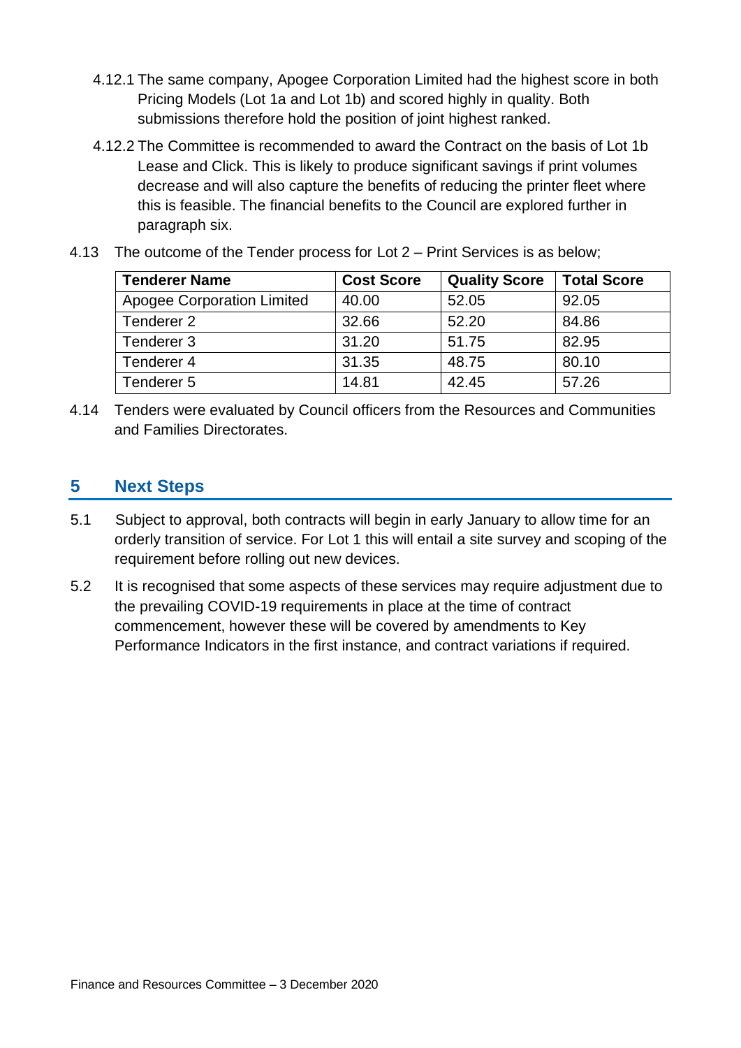4.12.1 The same company, Apogee Corporation Limited had the highest score in both Pricing Models (Lot 1a and Lot 1b) and scored highly in quality. Both submissions therefore hold the position of joint highest ranked.

4.12.2 The Committee is recommended to award the Contract on the basis of Lot 1b Lease and Click. This is likely to produce significant savings if print volumes decrease and will also capture the benefits of reducing the printer fleet where this is feasible. The financial benefits to the Council are explored further in paragraph six.

4.13 The outcome of the Tender process for Lot 2 – Print Services is as below;

| Tenderer Name | Cost Score | Quality Score | Total Score |
|---|---|---|---|
| Apogee Corporation Limited | 40.00 | 52.05 | 92.05 |
| Tenderer 2 | 32.66 | 52.20 | 84.86 |
| Tenderer 3 | 31.20 | 51.75 | 82.95 |
| Tenderer 4 | 31.35 | 48.75 | 80.10 |
| Tenderer 5 | 14.81 | 42.45 | 57.26 |

4.14 Tenders were evaluated by Council officers from the Resources and Communities and Families Directorates.

## 5 Next Steps

5.1 Subject to approval, both contracts will begin in early January to allow time for an orderly transition of service. For Lot 1 this will entail a site survey and scoping of the requirement before rolling out new devices.

5.2 It is recognised that some aspects of these services may require adjustment due to the prevailing COVID-19 requirements in place at the time of contract commencement, however these will be covered by amendments to Key Performance Indicators in the first instance, and contract variations if required.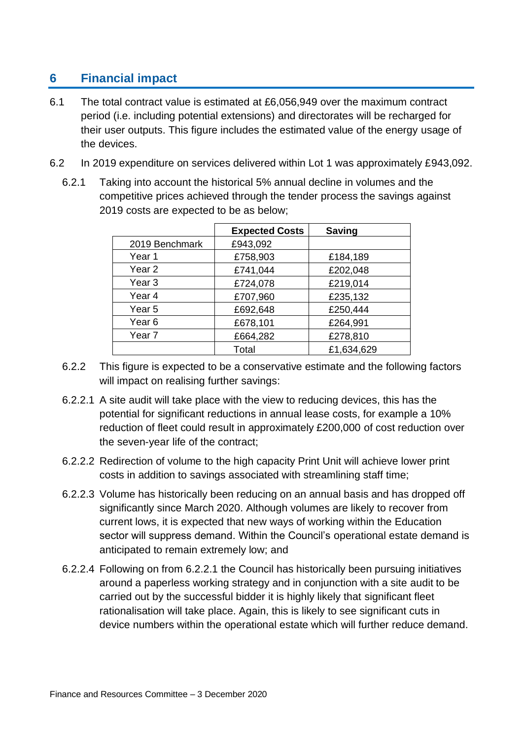## 6 Financial impact

6.1 The total contract value is estimated at £6,056,949 over the maximum contract period (i.e. including potential extensions) and directorates will be recharged for their user outputs. This figure includes the estimated value of the energy usage of the devices.

6.2 In 2019 expenditure on services delivered within Lot 1 was approximately £943,092.

6.2.1 Taking into account the historical 5% annual decline in volumes and the competitive prices achieved through the tender process the savings against 2019 costs are expected to be as below;

| | Expected Costs | Saving |
|---|---|---|
| 2019 Benchmark | £943,092 | |
| Year 1 | £758,903 | £184,189 |
| Year 2 | £741,044 | £202,048 |
| Year 3 | £724,078 | £219,014 |
| Year 4 | £707,960 | £235,132 |
| Year 5 | £692,648 | £250,444 |
| Year 6 | £678,101 | £264,991 |
| Year 7 | £664,282 | £278,810 |
| | Total | £1,634,629 |

6.2.2 This figure is expected to be a conservative estimate and the following factors will impact on realising further savings:

6.2.2.1 A site audit will take place with the view to reducing devices, this has the potential for significant reductions in annual lease costs, for example a 10% reduction of fleet could result in approximately £200,000 of cost reduction over the seven-year life of the contract;

6.2.2.2 Redirection of volume to the high capacity Print Unit will achieve lower print costs in addition to savings associated with streamlining staff time;

6.2.2.3 Volume has historically been reducing on an annual basis and has dropped off significantly since March 2020. Although volumes are likely to recover from current lows, it is expected that new ways of working within the Education sector will suppress demand. Within the Council's operational estate demand is anticipated to remain extremely low; and

6.2.2.4 Following on from 6.2.2.1 the Council has historically been pursuing initiatives around a paperless working strategy and in conjunction with a site audit to be carried out by the successful bidder it is highly likely that significant fleet rationalisation will take place. Again, this is likely to see significant cuts in device numbers within the operational estate which will further reduce demand.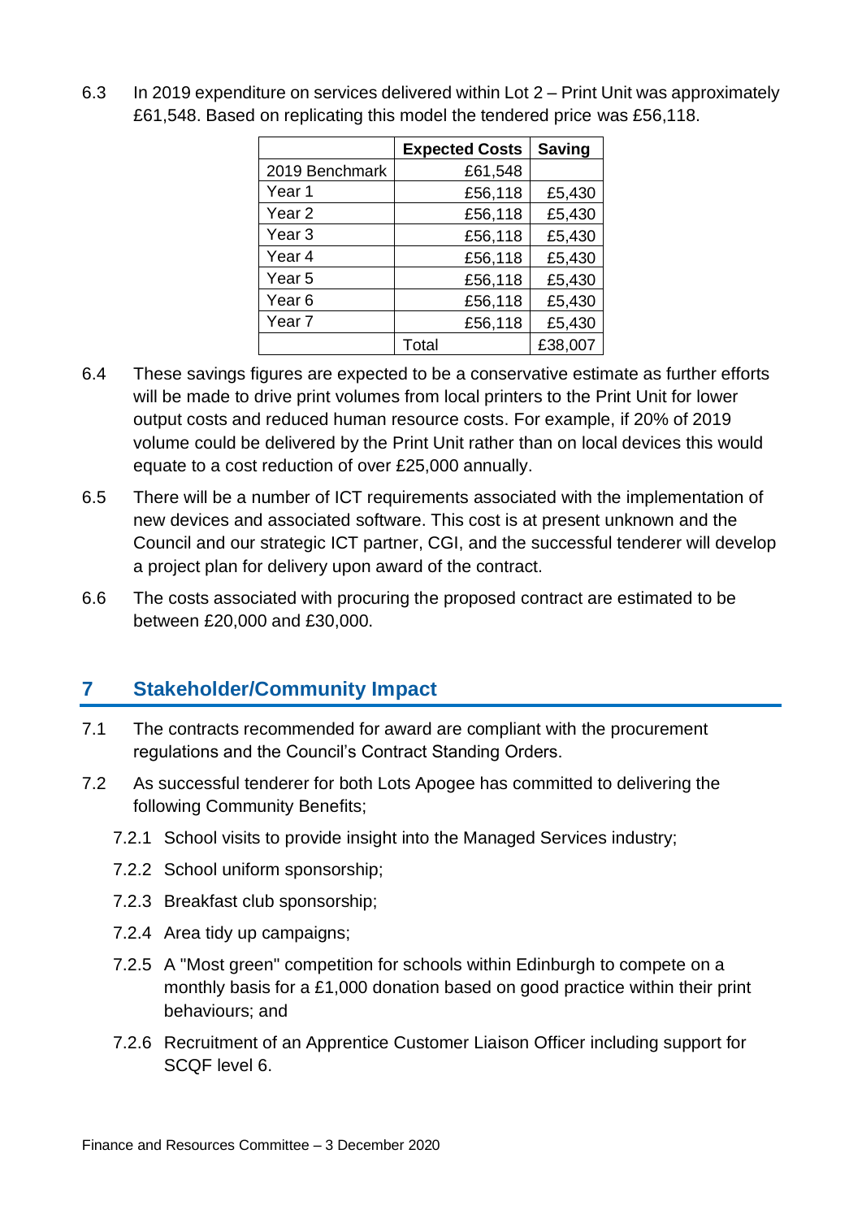6.3 In 2019 expenditure on services delivered within Lot 2 – Print Unit was approximately £61,548. Based on replicating this model the tendered price was £56,118.

| | Expected Costs | Saving |
|---|---|---|
| 2019 Benchmark | £61,548 | |
| Year 1 | £56,118 | £5,430 |
| Year 2 | £56,118 | £5,430 |
| Year 3 | £56,118 | £5,430 |
| Year 4 | £56,118 | £5,430 |
| Year 5 | £56,118 | £5,430 |
| Year 6 | £56,118 | £5,430 |
| Year 7 | £56,118 | £5,430 |
| | Total | £38,007 |

6.4 These savings figures are expected to be a conservative estimate as further efforts will be made to drive print volumes from local printers to the Print Unit for lower output costs and reduced human resource costs. For example, if 20% of 2019 volume could be delivered by the Print Unit rather than on local devices this would equate to a cost reduction of over £25,000 annually.

6.5 There will be a number of ICT requirements associated with the implementation of new devices and associated software. This cost is at present unknown and the Council and our strategic ICT partner, CGI, and the successful tenderer will develop a project plan for delivery upon award of the contract.

6.6 The costs associated with procuring the proposed contract are estimated to be between £20,000 and £30,000.

## 7 Stakeholder/Community Impact

7.1 The contracts recommended for award are compliant with the procurement regulations and the Council's Contract Standing Orders.

7.2 As successful tenderer for both Lots Apogee has committed to delivering the following Community Benefits;

7.2.1 School visits to provide insight into the Managed Services industry;

7.2.2 School uniform sponsorship;

7.2.3 Breakfast club sponsorship;

7.2.4 Area tidy up campaigns;

7.2.5 A "Most green" competition for schools within Edinburgh to compete on a monthly basis for a £1,000 donation based on good practice within their print behaviours; and

7.2.6 Recruitment of an Apprentice Customer Liaison Officer including support for SCQF level 6.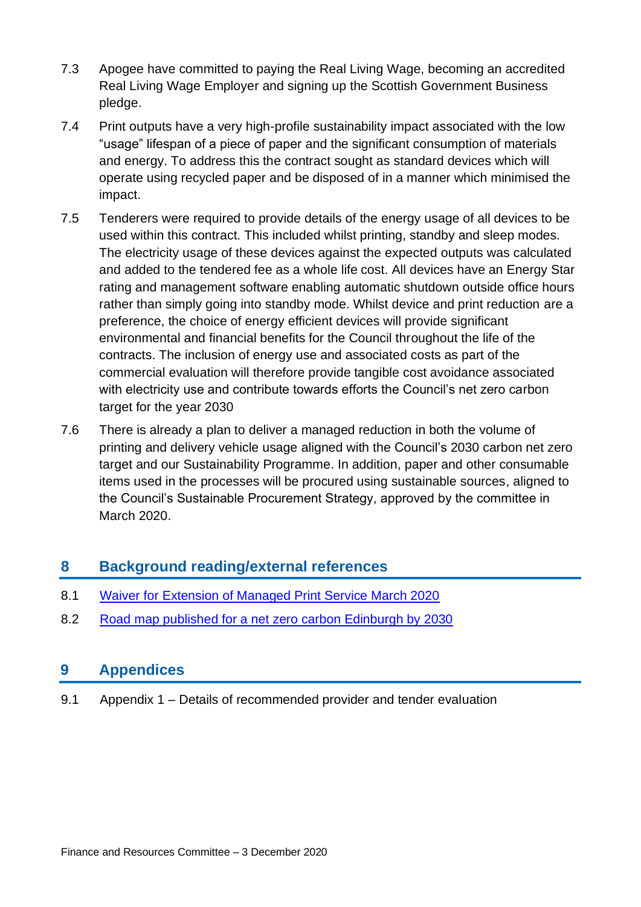7.3 Apogee have committed to paying the Real Living Wage, becoming an accredited Real Living Wage Employer and signing up the Scottish Government Business pledge.

7.4 Print outputs have a very high-profile sustainability impact associated with the low "usage" lifespan of a piece of paper and the significant consumption of materials and energy. To address this the contract sought as standard devices which will operate using recycled paper and be disposed of in a manner which minimised the impact.

7.5 Tenderers were required to provide details of the energy usage of all devices to be used within this contract. This included whilst printing, standby and sleep modes. The electricity usage of these devices against the expected outputs was calculated and added to the tendered fee as a whole life cost. All devices have an Energy Star rating and management software enabling automatic shutdown outside office hours rather than simply going into standby mode. Whilst device and print reduction are a preference, the choice of energy efficient devices will provide significant environmental and financial benefits for the Council throughout the life of the contracts. The inclusion of energy use and associated costs as part of the commercial evaluation will therefore provide tangible cost avoidance associated with electricity use and contribute towards efforts the Council's net zero carbon target for the year 2030

7.6 There is already a plan to deliver a managed reduction in both the volume of printing and delivery vehicle usage aligned with the Council's 2030 carbon net zero target and our Sustainability Programme. In addition, paper and other consumable items used in the processes will be procured using sustainable sources, aligned to the Council's Sustainable Procurement Strategy, approved by the committee in March 2020.

## 8 Background reading/external references

8.1 Waiver for Extension of Managed Print Service March 2020

8.2 Road map published for a net zero carbon Edinburgh by 2030

## 9 Appendices

9.1 Appendix 1 – Details of recommended provider and tender evaluation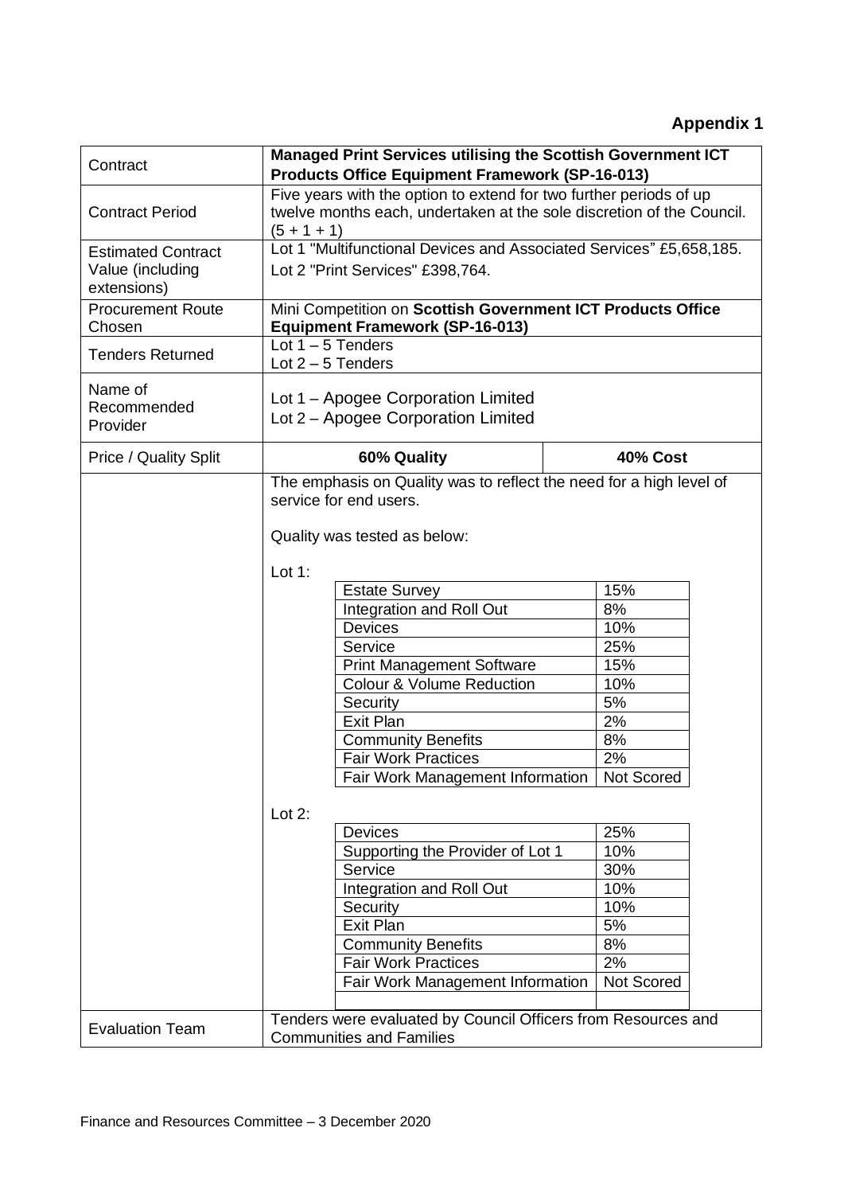**Appendix 1**

| | | |
|---|---|---|
| Contract | **Managed Print Services utilising the Scottish Government ICT Products Office Equipment Framework (SP-16-013)** | |
| Contract Period | Five years with the option to extend for two further periods of up twelve months each, undertaken at the sole discretion of the Council. (5 + 1 + 1) | |
| Estimated Contract Value (including extensions) | Lot 1 "Multifunctional Devices and Associated Services" £5,658,185.<br>Lot 2 "Print Services" £398,764. | |
| Procurement Route Chosen | Mini Competition on **Scottish Government ICT Products Office Equipment Framework (SP-16-013)** | |
| Tenders Returned | Lot 1 – 5 Tenders<br>Lot 2 – 5 Tenders | |
| Name of Recommended Provider | Lot 1 – Apogee Corporation Limited<br>Lot 2 – Apogee Corporation Limited | |
| Price / Quality Split | **60% Quality** | **40% Cost** |
| | The emphasis on Quality was to reflect the need for a high level of service for end users.<br><br>Quality was tested as below:<br><br>Lot 1: (see Lot 1 table below)<br><br>Lot 2: (see Lot 2 table below) | |
| Evaluation Team | Tenders were evaluated by Council Officers from Resources and Communities and Families | |

Lot 1:

| | |
|---|---|
| Estate Survey | 15% |
| Integration and Roll Out | 8% |
| Devices | 10% |
| Service | 25% |
| Print Management Software | 15% |
| Colour & Volume Reduction | 10% |
| Security | 5% |
| Exit Plan | 2% |
| Community Benefits | 8% |
| Fair Work Practices | 2% |
| Fair Work Management Information | Not Scored |

Lot 2:

| | |
|---|---|
| Devices | 25% |
| Supporting the Provider of Lot 1 | 10% |
| Service | 30% |
| Integration and Roll Out | 10% |
| Security | 10% |
| Exit Plan | 5% |
| Community Benefits | 8% |
| Fair Work Practices | 2% |
| Fair Work Management Information | Not Scored |
| | |

Finance and Resources Committee – 3 December 2020